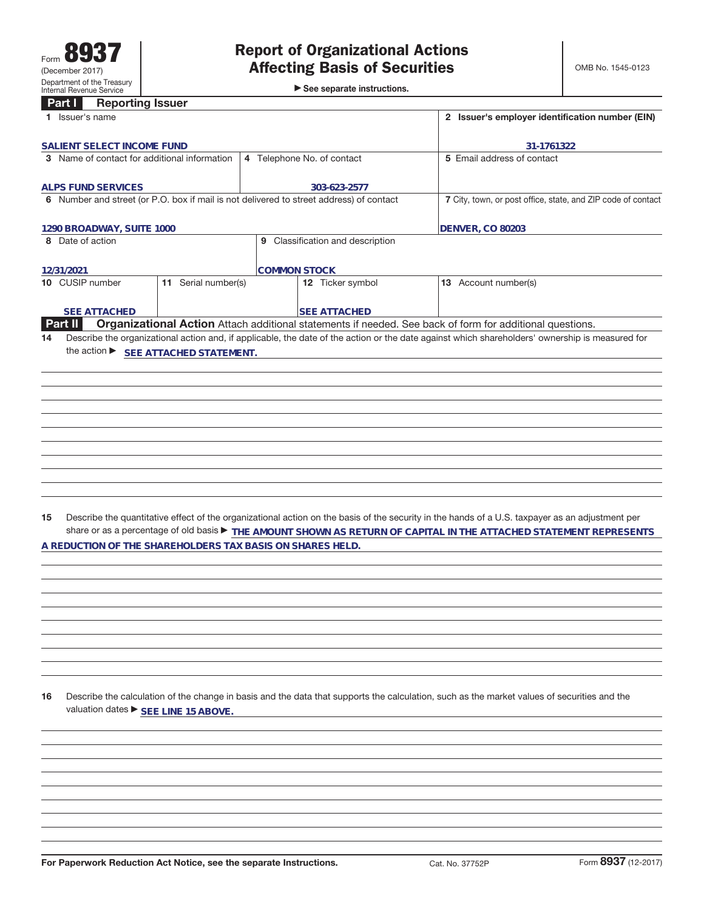Form **8937**
(December 2017)
Department of the Treasury
Internal Revenue Service

# Report of Organizational Actions Affecting Basis of Securities

▶ See separate instructions.

OMB No. 1545-0123

## Part I Reporting Issuer

| Field | Value |
| --- | --- |
| 1 Issuer's name | SALIENT SELECT INCOME FUND |
| 2 Issuer's employer identification number (EIN) | 31-1761322 |
| 3 Name of contact for additional information | ALPS FUND SERVICES |
| 4 Telephone No. of contact | 303-623-2577 |
| 5 Email address of contact | |
| 6 Number and street (or P.O. box if mail is not delivered to street address) of contact | 1290 BROADWAY, SUITE 1000 |
| 7 City, town, or post office, state, and ZIP code of contact | DENVER, CO 80203 |
| 8 Date of action | 12/31/2021 |
| 9 Classification and description | COMMON STOCK |
| 10 CUSIP number | SEE ATTACHED |
| 11 Serial number(s) | |
| 12 Ticker symbol | SEE ATTACHED |
| 13 Account number(s) | |

## Part II Organizational Action

Attach additional statements if needed. See back of form for additional questions.

**14** Describe the organizational action and, if applicable, the date of the action or the date against which shareholders' ownership is measured for the action ▶ SEE ATTACHED STATEMENT.

**15** Describe the quantitative effect of the organizational action on the basis of the security in the hands of a U.S. taxpayer as an adjustment per share or as a percentage of old basis ▶ THE AMOUNT SHOWN AS RETURN OF CAPITAL IN THE ATTACHED STATEMENT REPRESENTS A REDUCTION OF THE SHAREHOLDERS TAX BASIS ON SHARES HELD.

**16** Describe the calculation of the change in basis and the data that supports the calculation, such as the market values of securities and the valuation dates ▶ SEE LINE 15 ABOVE.

For Paperwork Reduction Act Notice, see the separate Instructions. Cat. No. 37752P Form **8937** (12-2017)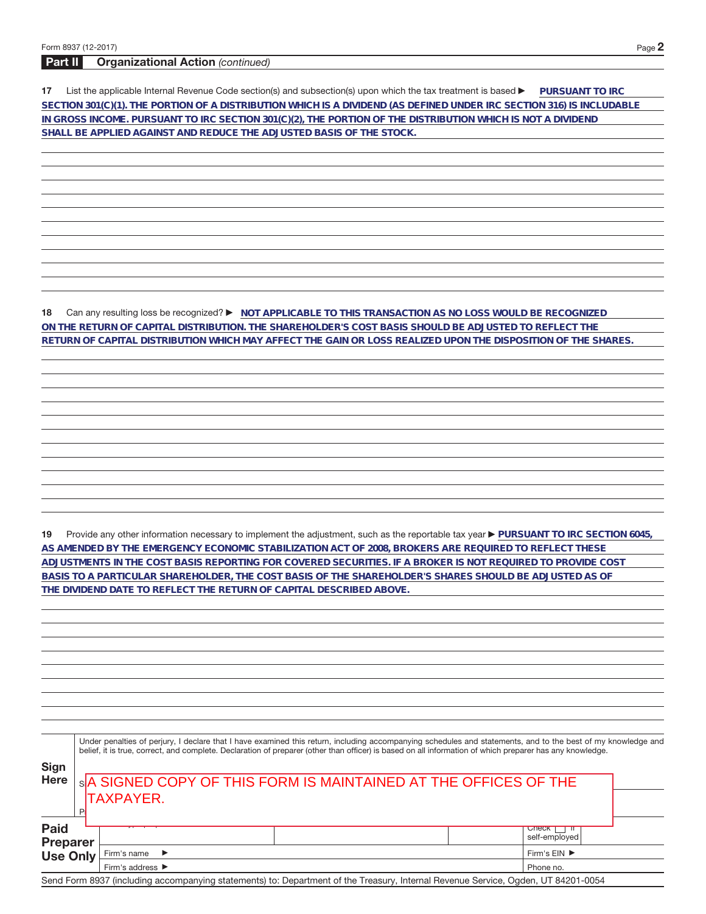## Part II Organizational Action *(continued)*

**17** List the applicable Internal Revenue Code section(s) and subsection(s) upon which the tax treatment is based ▶ **PURSUANT TO IRC SECTION 301(C)(1). THE PORTION OF A DISTRIBUTION WHICH IS A DIVIDEND (AS DEFINED UNDER IRC SECTION 316) IS INCLUDABLE IN GROSS INCOME. PURSUANT TO IRC SECTION 301(C)(2), THE PORTION OF THE DISTRIBUTION WHICH IS NOT A DIVIDEND SHALL BE APPLIED AGAINST AND REDUCE THE ADJUSTED BASIS OF THE STOCK.**

**18** Can any resulting loss be recognized? ▶ **NOT APPLICABLE TO THIS TRANSACTION AS NO LOSS WOULD BE RECOGNIZED ON THE RETURN OF CAPITAL DISTRIBUTION. THE SHAREHOLDER'S COST BASIS SHOULD BE ADJUSTED TO REFLECT THE RETURN OF CAPITAL DISTRIBUTION WHICH MAY AFFECT THE GAIN OR LOSS REALIZED UPON THE DISPOSITION OF THE SHARES.**

**19** Provide any other information necessary to implement the adjustment, such as the reportable tax year ▶ **PURSUANT TO IRC SECTION 6045, AS AMENDED BY THE EMERGENCY ECONOMIC STABILIZATION ACT OF 2008, BROKERS ARE REQUIRED TO REFLECT THESE ADJUSTMENTS IN THE COST BASIS REPORTING FOR COVERED SECURITIES. IF A BROKER IS NOT REQUIRED TO PROVIDE COST BASIS TO A PARTICULAR SHAREHOLDER, THE COST BASIS OF THE SHAREHOLDER'S SHARES SHOULD BE ADJUSTED AS OF THE DIVIDEND DATE TO REFLECT THE RETURN OF CAPITAL DESCRIBED ABOVE.**

**Sign Here**

Under penalties of perjury, I declare that I have examined this return, including accompanying schedules and statements, and to the best of my knowledge and belief, it is true, correct, and complete. Declaration of preparer (other than officer) is based on all information of which preparer has any knowledge.

A SIGNED COPY OF THIS FORM IS MAINTAINED AT THE OFFICES OF THE TAXPAYER.

**Paid Preparer Use Only**

| | | | Check ☐ if self-employed |
|---|---|---|---|
| Firm's name ▶ | | | Firm's EIN ▶ |
| Firm's address ▶ | | | Phone no. |

Send Form 8937 (including accompanying statements) to: Department of the Treasury, Internal Revenue Service, Ogden, UT 84201-0054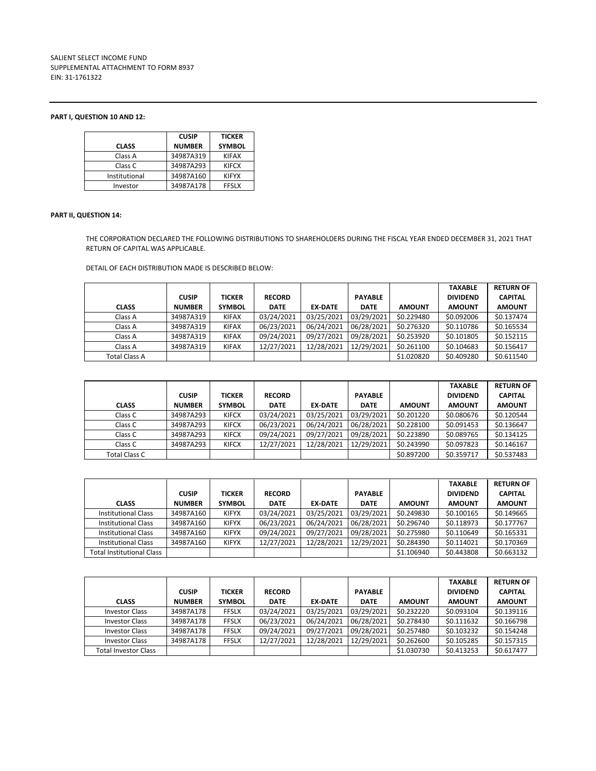SALIENT SELECT INCOME FUND
SUPPLEMENTAL ATTACHMENT TO FORM 8937
EIN: 31-1761322

**PART I, QUESTION 10 AND 12:**

| CLASS | CUSIP NUMBER | TICKER SYMBOL |
|---|---|---|
| Class A | 34987A319 | KIFAX |
| Class C | 34987A293 | KIFCX |
| Institutional | 34987A160 | KIFYX |
| Investor | 34987A178 | FFSLX |

**PART II, QUESTION 14:**

THE CORPORATION DECLARED THE FOLLOWING DISTRIBUTIONS TO SHAREHOLDERS DURING THE FISCAL YEAR ENDED DECEMBER 31, 2021 THAT RETURN OF CAPITAL WAS APPLICABLE.

DETAIL OF EACH DISTRIBUTION MADE IS DESCRIBED BELOW:

| CLASS | CUSIP NUMBER | TICKER SYMBOL | RECORD DATE | EX-DATE | PAYABLE DATE | AMOUNT | TAXABLE DIVIDEND AMOUNT | RETURN OF CAPITAL AMOUNT |
|---|---|---|---|---|---|---|---|---|
| Class A | 34987A319 | KIFAX | 03/24/2021 | 03/25/2021 | 03/29/2021 | $0.229480 | $0.092006 | $0.137474 |
| Class A | 34987A319 | KIFAX | 06/23/2021 | 06/24/2021 | 06/28/2021 | $0.276320 | $0.110786 | $0.165534 |
| Class A | 34987A319 | KIFAX | 09/24/2021 | 09/27/2021 | 09/28/2021 | $0.253920 | $0.101805 | $0.152115 |
| Class A | 34987A319 | KIFAX | 12/27/2021 | 12/28/2021 | 12/29/2021 | $0.261100 | $0.104683 | $0.156417 |
| Total Class A | | | | | | $1.020820 | $0.409280 | $0.611540 |

| CLASS | CUSIP NUMBER | TICKER SYMBOL | RECORD DATE | EX-DATE | PAYABLE DATE | AMOUNT | TAXABLE DIVIDEND AMOUNT | RETURN OF CAPITAL AMOUNT |
|---|---|---|---|---|---|---|---|---|
| Class C | 34987A293 | KIFCX | 03/24/2021 | 03/25/2021 | 03/29/2021 | $0.201220 | $0.080676 | $0.120544 |
| Class C | 34987A293 | KIFCX | 06/23/2021 | 06/24/2021 | 06/28/2021 | $0.228100 | $0.091453 | $0.136647 |
| Class C | 34987A293 | KIFCX | 09/24/2021 | 09/27/2021 | 09/28/2021 | $0.223890 | $0.089765 | $0.134125 |
| Class C | 34987A293 | KIFCX | 12/27/2021 | 12/28/2021 | 12/29/2021 | $0.243990 | $0.097823 | $0.146167 |
| Total Class C | | | | | | $0.897200 | $0.359717 | $0.537483 |

| CLASS | CUSIP NUMBER | TICKER SYMBOL | RECORD DATE | EX-DATE | PAYABLE DATE | AMOUNT | TAXABLE DIVIDEND AMOUNT | RETURN OF CAPITAL AMOUNT |
|---|---|---|---|---|---|---|---|---|
| Institutional Class | 34987A160 | KIFYX | 03/24/2021 | 03/25/2021 | 03/29/2021 | $0.249830 | $0.100165 | $0.149665 |
| Institutional Class | 34987A160 | KIFYX | 06/23/2021 | 06/24/2021 | 06/28/2021 | $0.296740 | $0.118973 | $0.177767 |
| Institutional Class | 34987A160 | KIFYX | 09/24/2021 | 09/27/2021 | 09/28/2021 | $0.275980 | $0.110649 | $0.165331 |
| Institutional Class | 34987A160 | KIFYX | 12/27/2021 | 12/28/2021 | 12/29/2021 | $0.284390 | $0.114021 | $0.170369 |
| Total Institutional Class | | | | | | $1.106940 | $0.443808 | $0.663132 |

| CLASS | CUSIP NUMBER | TICKER SYMBOL | RECORD DATE | EX-DATE | PAYABLE DATE | AMOUNT | TAXABLE DIVIDEND AMOUNT | RETURN OF CAPITAL AMOUNT |
|---|---|---|---|---|---|---|---|---|
| Investor Class | 34987A178 | FFSLX | 03/24/2021 | 03/25/2021 | 03/29/2021 | $0.232220 | $0.093104 | $0.139116 |
| Investor Class | 34987A178 | FFSLX | 06/23/2021 | 06/24/2021 | 06/28/2021 | $0.278430 | $0.111632 | $0.166798 |
| Investor Class | 34987A178 | FFSLX | 09/24/2021 | 09/27/2021 | 09/28/2021 | $0.257480 | $0.103232 | $0.154248 |
| Investor Class | 34987A178 | FFSLX | 12/27/2021 | 12/28/2021 | 12/29/2021 | $0.262600 | $0.105285 | $0.157315 |
| Total Investor Class | | | | | | $1.030730 | $0.413253 | $0.617477 |